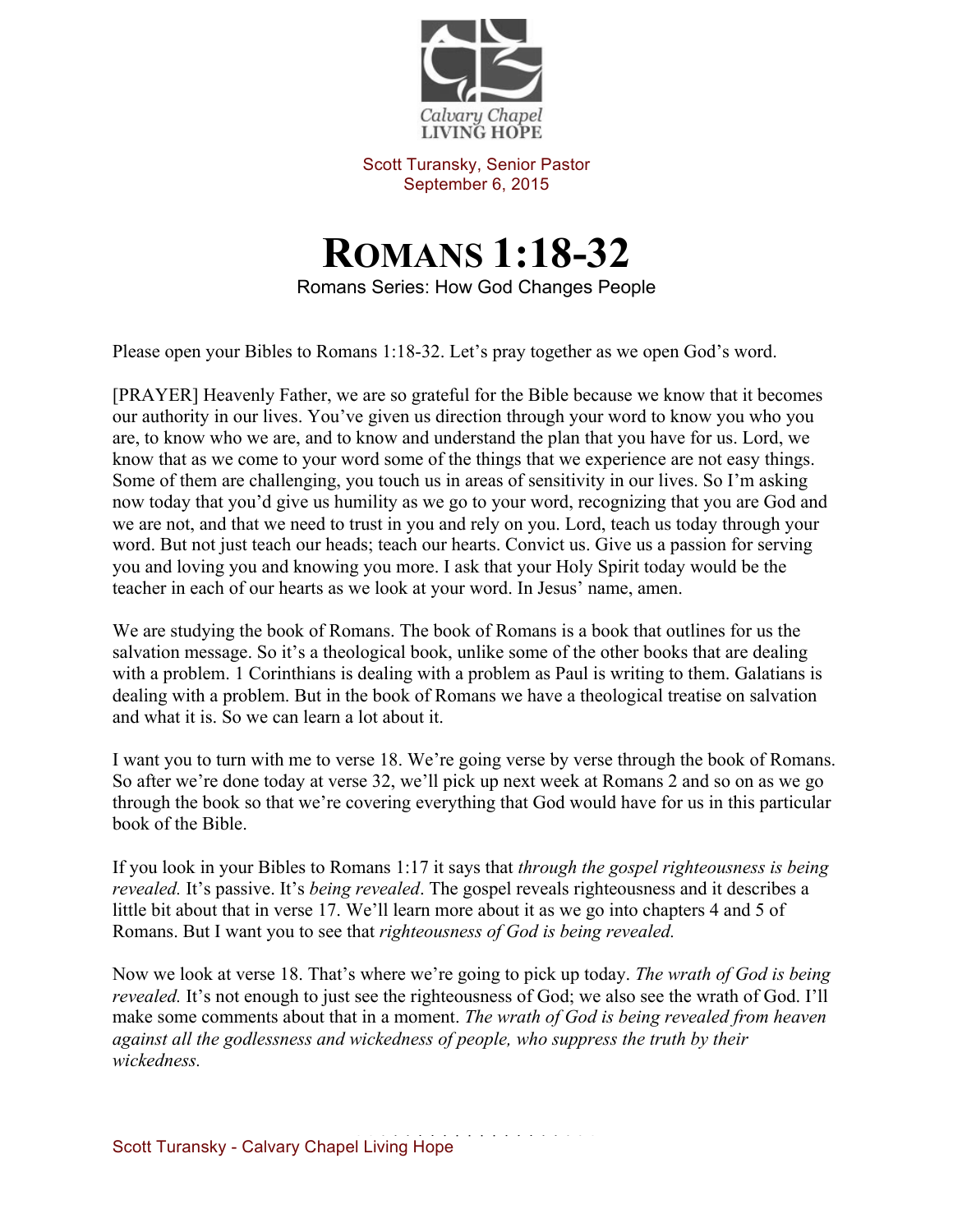Calvary Chapel
LIVING HOPE

Scott Turansky, Senior Pastor
September 6, 2015

# ROMANS 1:18-32

Romans Series: How God Changes People

Please open your Bibles to Romans 1:18-32. Let's pray together as we open God's word.

[PRAYER] Heavenly Father, we are so grateful for the Bible because we know that it becomes our authority in our lives. You've given us direction through your word to know you who you are, to know who we are, and to know and understand the plan that you have for us. Lord, we know that as we come to your word some of the things that we experience are not easy things. Some of them are challenging, you touch us in areas of sensitivity in our lives. So I'm asking now today that you'd give us humility as we go to your word, recognizing that you are God and we are not, and that we need to trust in you and rely on you. Lord, teach us today through your word. But not just teach our heads; teach our hearts. Convict us. Give us a passion for serving you and loving you and knowing you more. I ask that your Holy Spirit today would be the teacher in each of our hearts as we look at your word. In Jesus' name, amen.

We are studying the book of Romans. The book of Romans is a book that outlines for us the salvation message. So it's a theological book, unlike some of the other books that are dealing with a problem. 1 Corinthians is dealing with a problem as Paul is writing to them. Galatians is dealing with a problem. But in the book of Romans we have a theological treatise on salvation and what it is. So we can learn a lot about it.

I want you to turn with me to verse 18. We're going verse by verse through the book of Romans. So after we're done today at verse 32, we'll pick up next week at Romans 2 and so on as we go through the book so that we're covering everything that God would have for us in this particular book of the Bible.

If you look in your Bibles to Romans 1:17 it says that *through the gospel righteousness is being revealed.* It's passive. It's *being revealed*. The gospel reveals righteousness and it describes a little bit about that in verse 17. We'll learn more about it as we go into chapters 4 and 5 of Romans. But I want you to see that *righteousness of God is being revealed.*

Now we look at verse 18. That's where we're going to pick up today. *The wrath of God is being revealed.* It's not enough to just see the righteousness of God; we also see the wrath of God. I'll make some comments about that in a moment. *The wrath of God is being revealed from heaven against all the godlessness and wickedness of people, who suppress the truth by their wickedness.*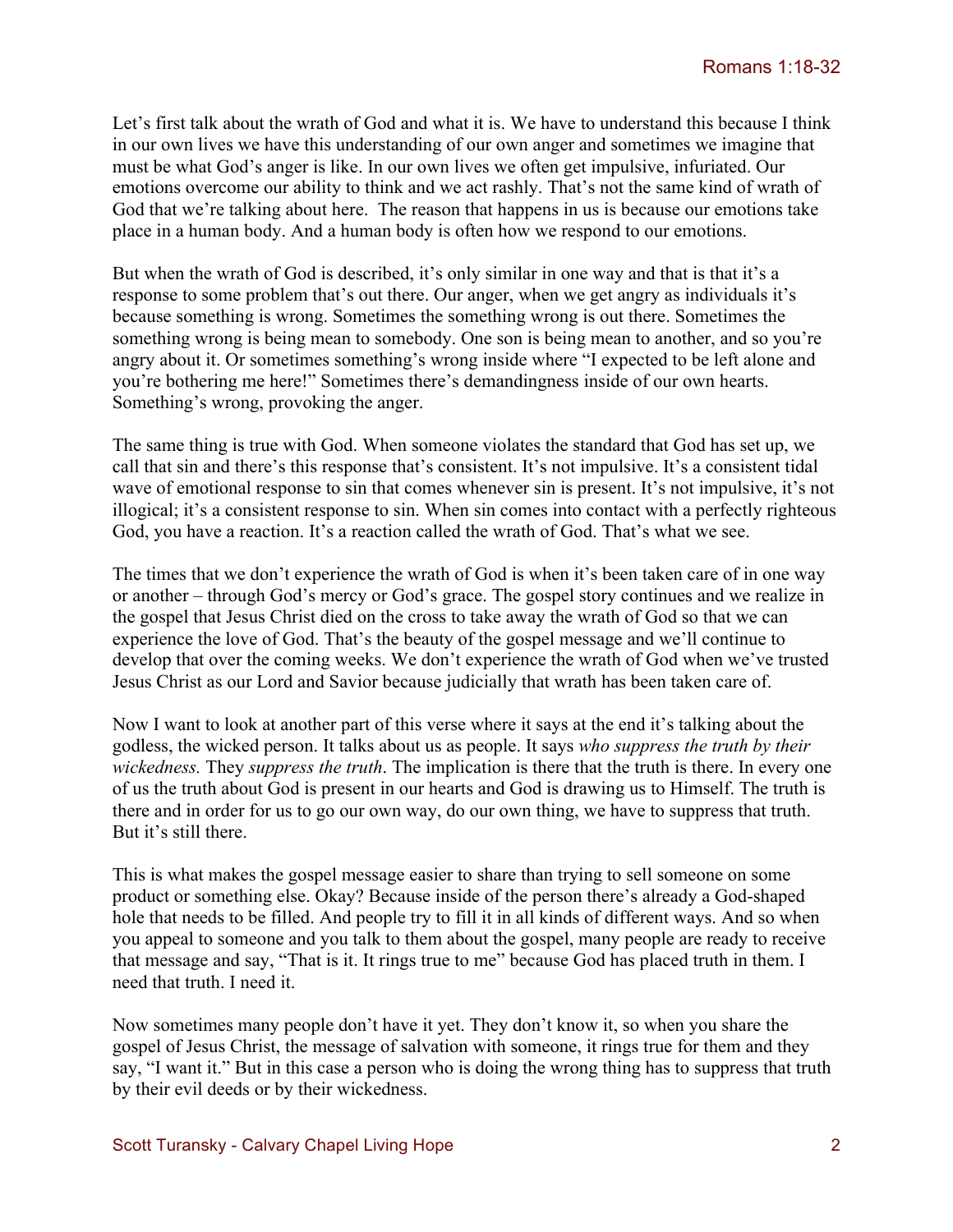Let's first talk about the wrath of God and what it is. We have to understand this because I think in our own lives we have this understanding of our own anger and sometimes we imagine that must be what God's anger is like. In our own lives we often get impulsive, infuriated. Our emotions overcome our ability to think and we act rashly. That's not the same kind of wrath of God that we're talking about here. The reason that happens in us is because our emotions take place in a human body. And a human body is often how we respond to our emotions.

But when the wrath of God is described, it's only similar in one way and that is that it's a response to some problem that's out there. Our anger, when we get angry as individuals it's because something is wrong. Sometimes the something wrong is out there. Sometimes the something wrong is being mean to somebody. One son is being mean to another, and so you're angry about it. Or sometimes something's wrong inside where "I expected to be left alone and you're bothering me here!" Sometimes there's demandingness inside of our own hearts. Something's wrong, provoking the anger.

The same thing is true with God. When someone violates the standard that God has set up, we call that sin and there's this response that's consistent. It's not impulsive. It's a consistent tidal wave of emotional response to sin that comes whenever sin is present. It's not impulsive, it's not illogical; it's a consistent response to sin. When sin comes into contact with a perfectly righteous God, you have a reaction. It's a reaction called the wrath of God. That's what we see.

The times that we don't experience the wrath of God is when it's been taken care of in one way or another – through God's mercy or God's grace. The gospel story continues and we realize in the gospel that Jesus Christ died on the cross to take away the wrath of God so that we can experience the love of God. That's the beauty of the gospel message and we'll continue to develop that over the coming weeks. We don't experience the wrath of God when we've trusted Jesus Christ as our Lord and Savior because judicially that wrath has been taken care of.

Now I want to look at another part of this verse where it says at the end it's talking about the godless, the wicked person. It talks about us as people. It says *who suppress the truth by their wickedness.* They *suppress the truth*. The implication is there that the truth is there. In every one of us the truth about God is present in our hearts and God is drawing us to Himself. The truth is there and in order for us to go our own way, do our own thing, we have to suppress that truth. But it's still there.

This is what makes the gospel message easier to share than trying to sell someone on some product or something else. Okay? Because inside of the person there's already a God-shaped hole that needs to be filled. And people try to fill it in all kinds of different ways. And so when you appeal to someone and you talk to them about the gospel, many people are ready to receive that message and say, "That is it. It rings true to me" because God has placed truth in them. I need that truth. I need it.

Now sometimes many people don't have it yet. They don't know it, so when you share the gospel of Jesus Christ, the message of salvation with someone, it rings true for them and they say, "I want it." But in this case a person who is doing the wrong thing has to suppress that truth by their evil deeds or by their wickedness.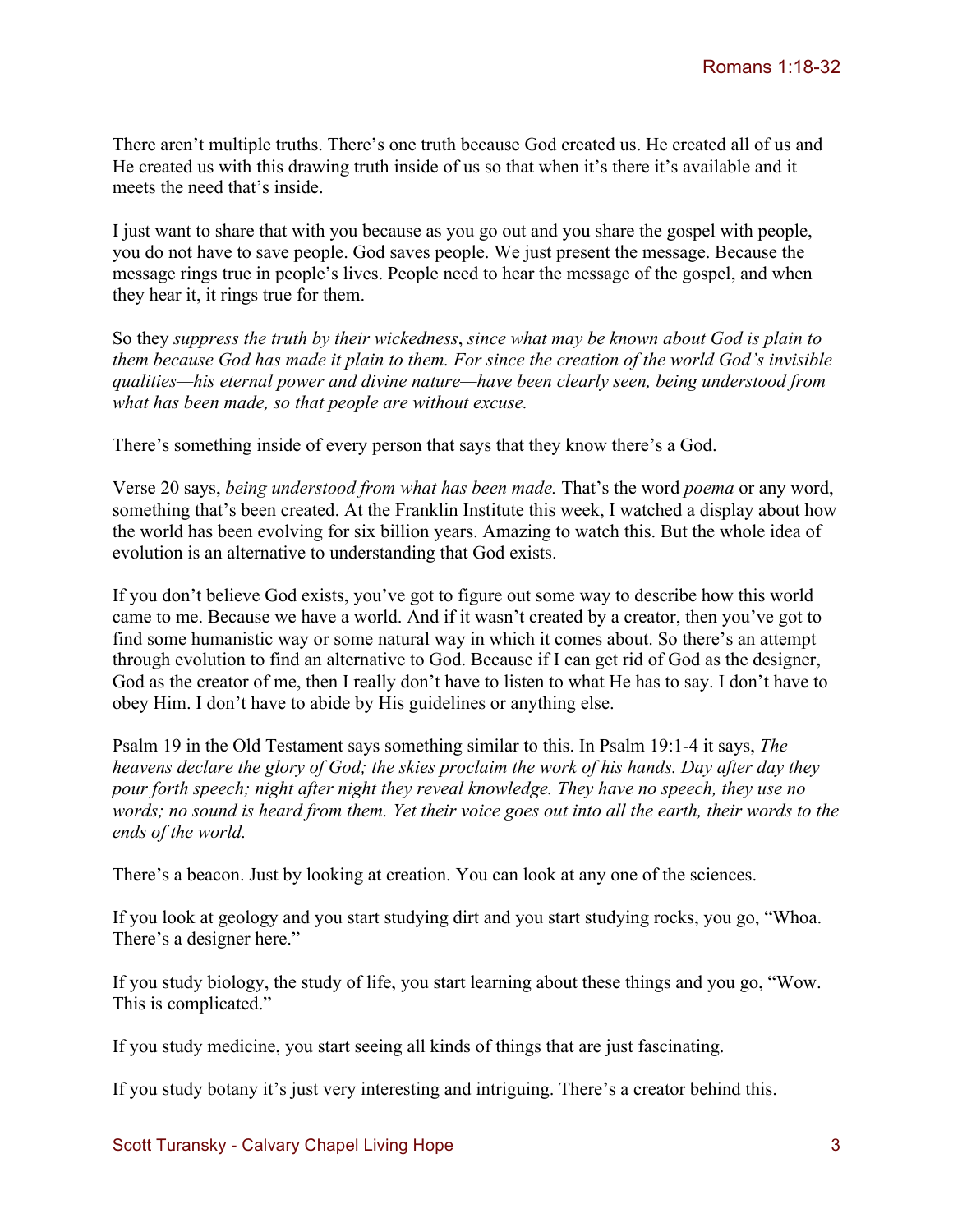There aren't multiple truths. There's one truth because God created us. He created all of us and He created us with this drawing truth inside of us so that when it's there it's available and it meets the need that's inside.

I just want to share that with you because as you go out and you share the gospel with people, you do not have to save people. God saves people. We just present the message. Because the message rings true in people's lives. People need to hear the message of the gospel, and when they hear it, it rings true for them.

So they *suppress the truth by their wickedness*, *since what may be known about God is plain to them because God has made it plain to them. For since the creation of the world God's invisible qualities—his eternal power and divine nature—have been clearly seen, being understood from what has been made, so that people are without excuse.*

There's something inside of every person that says that they know there's a God.

Verse 20 says, *being understood from what has been made.* That's the word *poema* or any word, something that's been created. At the Franklin Institute this week, I watched a display about how the world has been evolving for six billion years. Amazing to watch this. But the whole idea of evolution is an alternative to understanding that God exists.

If you don't believe God exists, you've got to figure out some way to describe how this world came to me. Because we have a world. And if it wasn't created by a creator, then you've got to find some humanistic way or some natural way in which it comes about. So there's an attempt through evolution to find an alternative to God. Because if I can get rid of God as the designer, God as the creator of me, then I really don't have to listen to what He has to say. I don't have to obey Him. I don't have to abide by His guidelines or anything else.

Psalm 19 in the Old Testament says something similar to this. In Psalm 19:1-4 it says, *The heavens declare the glory of God; the skies proclaim the work of his hands. Day after day they pour forth speech; night after night they reveal knowledge. They have no speech, they use no words; no sound is heard from them. Yet their voice goes out into all the earth, their words to the ends of the world.*

There's a beacon. Just by looking at creation. You can look at any one of the sciences.

If you look at geology and you start studying dirt and you start studying rocks, you go, "Whoa. There's a designer here."

If you study biology, the study of life, you start learning about these things and you go, "Wow. This is complicated."

If you study medicine, you start seeing all kinds of things that are just fascinating.

If you study botany it's just very interesting and intriguing. There's a creator behind this.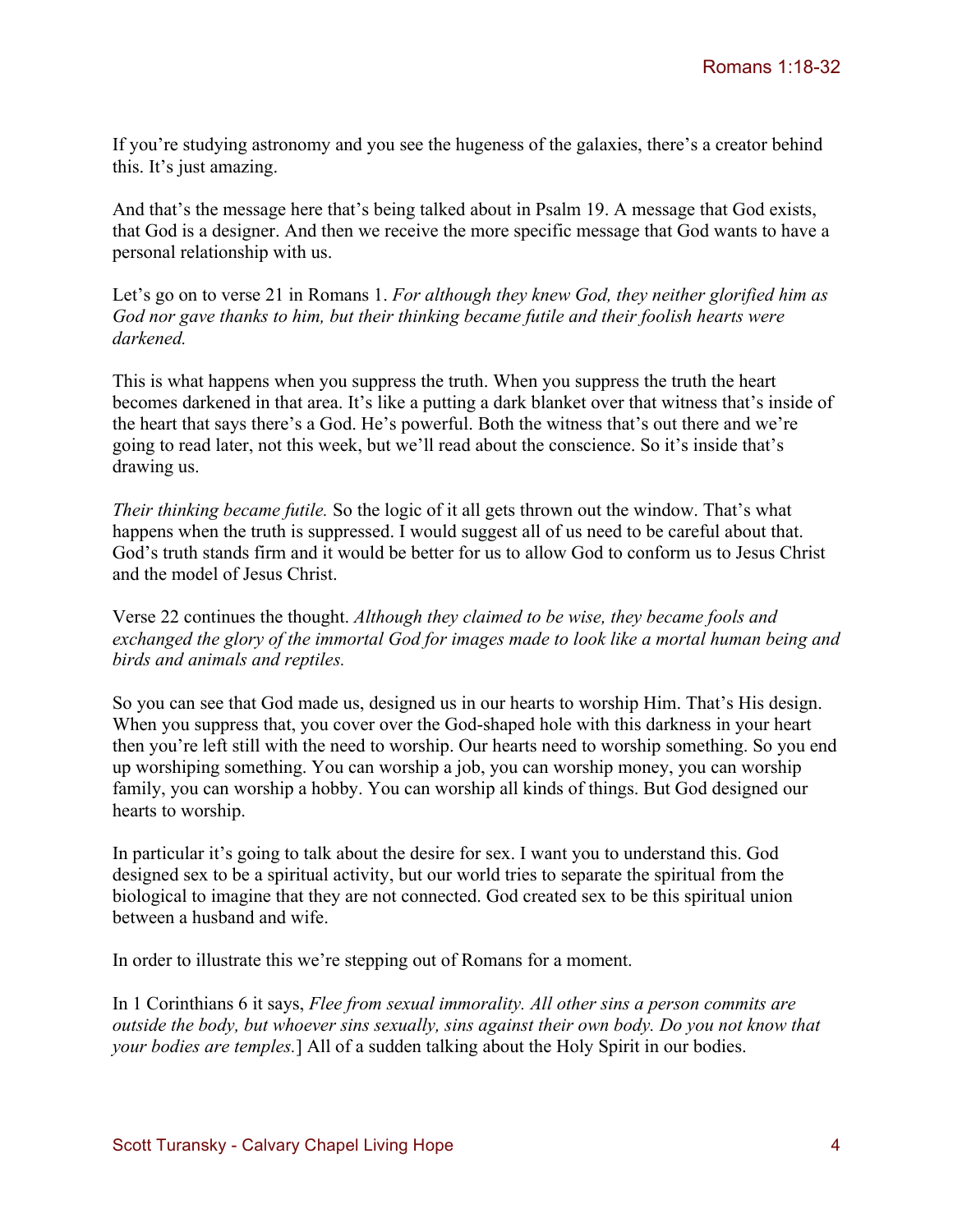If you're studying astronomy and you see the hugeness of the galaxies, there's a creator behind this. It's just amazing.

And that's the message here that's being talked about in Psalm 19. A message that God exists, that God is a designer. And then we receive the more specific message that God wants to have a personal relationship with us.

Let's go on to verse 21 in Romans 1. *For although they knew God, they neither glorified him as God nor gave thanks to him, but their thinking became futile and their foolish hearts were darkened.*

This is what happens when you suppress the truth. When you suppress the truth the heart becomes darkened in that area. It's like a putting a dark blanket over that witness that's inside of the heart that says there's a God. He's powerful. Both the witness that's out there and we're going to read later, not this week, but we'll read about the conscience. So it's inside that's drawing us.

*Their thinking became futile.* So the logic of it all gets thrown out the window. That's what happens when the truth is suppressed. I would suggest all of us need to be careful about that. God's truth stands firm and it would be better for us to allow God to conform us to Jesus Christ and the model of Jesus Christ.

Verse 22 continues the thought. *Although they claimed to be wise, they became fools and exchanged the glory of the immortal God for images made to look like a mortal human being and birds and animals and reptiles.*

So you can see that God made us, designed us in our hearts to worship Him. That's His design. When you suppress that, you cover over the God-shaped hole with this darkness in your heart then you're left still with the need to worship. Our hearts need to worship something. So you end up worshiping something. You can worship a job, you can worship money, you can worship family, you can worship a hobby. You can worship all kinds of things. But God designed our hearts to worship.

In particular it's going to talk about the desire for sex. I want you to understand this. God designed sex to be a spiritual activity, but our world tries to separate the spiritual from the biological to imagine that they are not connected. God created sex to be this spiritual union between a husband and wife.

In order to illustrate this we're stepping out of Romans for a moment.

In 1 Corinthians 6 it says, *Flee from sexual immorality. All other sins a person commits are outside the body, but whoever sins sexually, sins against their own body. Do you not know that your bodies are temples.*] All of a sudden talking about the Holy Spirit in our bodies.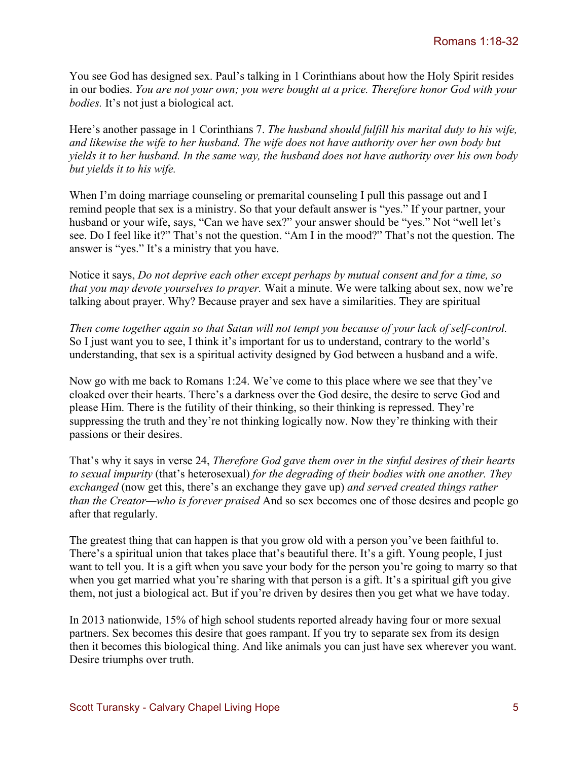You see God has designed sex. Paul's talking in 1 Corinthians about how the Holy Spirit resides in our bodies. *You are not your own; you were bought at a price. Therefore honor God with your bodies.* It's not just a biological act.

Here's another passage in 1 Corinthians 7. *The husband should fulfill his marital duty to his wife, and likewise the wife to her husband. The wife does not have authority over her own body but yields it to her husband. In the same way, the husband does not have authority over his own body but yields it to his wife.*

When I'm doing marriage counseling or premarital counseling I pull this passage out and I remind people that sex is a ministry. So that your default answer is "yes." If your partner, your husband or your wife, says, "Can we have sex?" your answer should be "yes." Not "well let's see. Do I feel like it?" That's not the question. "Am I in the mood?" That's not the question. The answer is "yes." It's a ministry that you have.

Notice it says, *Do not deprive each other except perhaps by mutual consent and for a time, so that you may devote yourselves to prayer.* Wait a minute. We were talking about sex, now we're talking about prayer. Why? Because prayer and sex have a similarities. They are spiritual

*Then come together again so that Satan will not tempt you because of your lack of self-control.* So I just want you to see, I think it's important for us to understand, contrary to the world's understanding, that sex is a spiritual activity designed by God between a husband and a wife.

Now go with me back to Romans 1:24. We've come to this place where we see that they've cloaked over their hearts. There's a darkness over the God desire, the desire to serve God and please Him. There is the futility of their thinking, so their thinking is repressed. They're suppressing the truth and they're not thinking logically now. Now they're thinking with their passions or their desires.

That's why it says in verse 24, *Therefore God gave them over in the sinful desires of their hearts to sexual impurity* (that's heterosexual) *for the degrading of their bodies with one another. They exchanged* (now get this, there's an exchange they gave up) *and served created things rather than the Creator—who is forever praised* And so sex becomes one of those desires and people go after that regularly.

The greatest thing that can happen is that you grow old with a person you've been faithful to. There's a spiritual union that takes place that's beautiful there. It's a gift. Young people, I just want to tell you. It is a gift when you save your body for the person you're going to marry so that when you get married what you're sharing with that person is a gift. It's a spiritual gift you give them, not just a biological act. But if you're driven by desires then you get what we have today.

In 2013 nationwide, 15% of high school students reported already having four or more sexual partners. Sex becomes this desire that goes rampant. If you try to separate sex from its design then it becomes this biological thing. And like animals you can just have sex wherever you want. Desire triumphs over truth.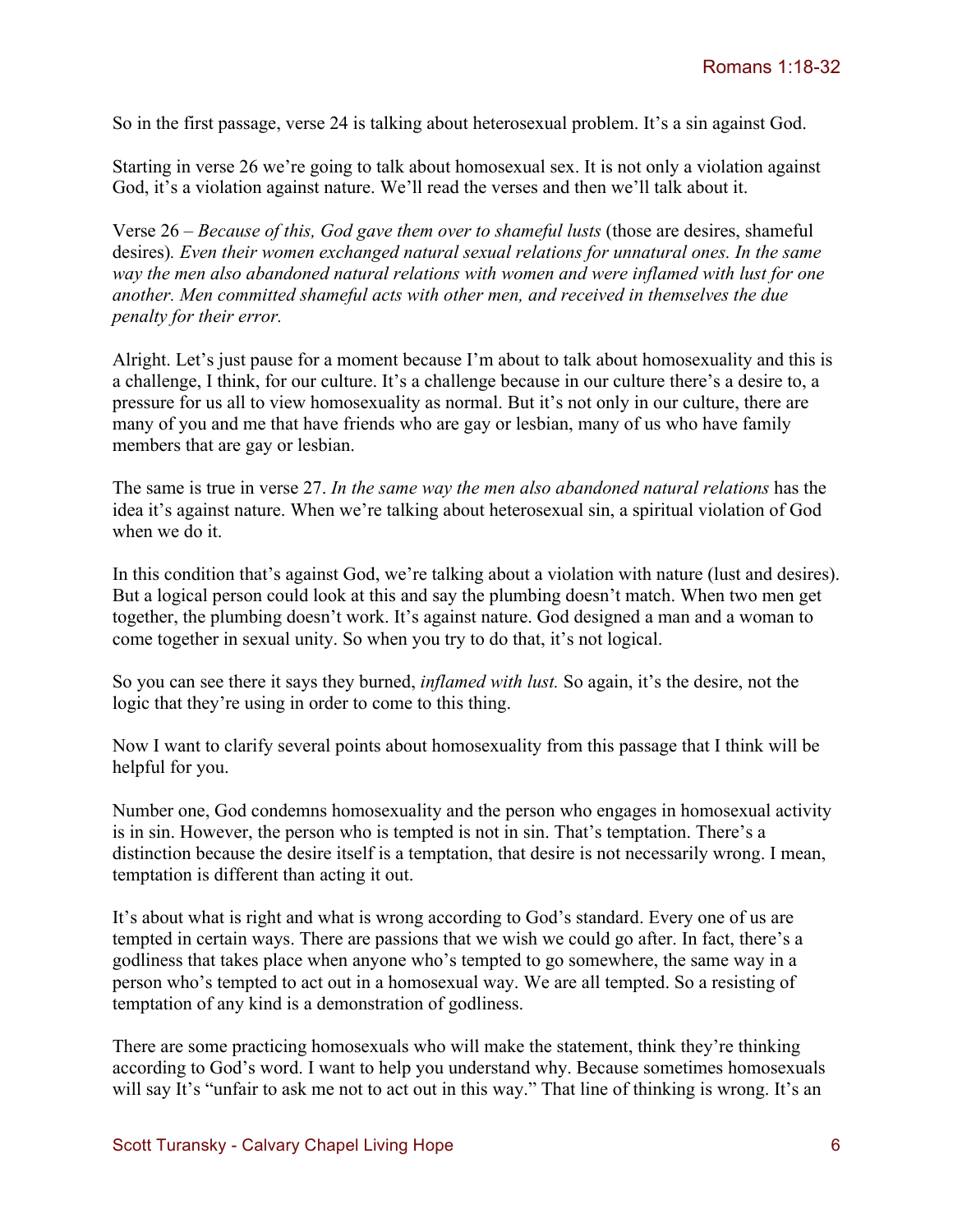So in the first passage, verse 24 is talking about heterosexual problem. It's a sin against God.

Starting in verse 26 we're going to talk about homosexual sex. It is not only a violation against God, it's a violation against nature. We'll read the verses and then we'll talk about it.

Verse 26 – *Because of this, God gave them over to shameful lusts* (those are desires, shameful desires)*. Even their women exchanged natural sexual relations for unnatural ones. In the same way the men also abandoned natural relations with women and were inflamed with lust for one another. Men committed shameful acts with other men, and received in themselves the due penalty for their error.*

Alright. Let's just pause for a moment because I'm about to talk about homosexuality and this is a challenge, I think, for our culture. It's a challenge because in our culture there's a desire to, a pressure for us all to view homosexuality as normal. But it's not only in our culture, there are many of you and me that have friends who are gay or lesbian, many of us who have family members that are gay or lesbian.

The same is true in verse 27. *In the same way the men also abandoned natural relations* has the idea it's against nature. When we're talking about heterosexual sin, a spiritual violation of God when we do it.

In this condition that's against God, we're talking about a violation with nature (lust and desires). But a logical person could look at this and say the plumbing doesn't match. When two men get together, the plumbing doesn't work. It's against nature. God designed a man and a woman to come together in sexual unity. So when you try to do that, it's not logical.

So you can see there it says they burned, *inflamed with lust.* So again, it's the desire, not the logic that they're using in order to come to this thing.

Now I want to clarify several points about homosexuality from this passage that I think will be helpful for you.

Number one, God condemns homosexuality and the person who engages in homosexual activity is in sin. However, the person who is tempted is not in sin. That's temptation. There's a distinction because the desire itself is a temptation, that desire is not necessarily wrong. I mean, temptation is different than acting it out.

It's about what is right and what is wrong according to God's standard. Every one of us are tempted in certain ways. There are passions that we wish we could go after. In fact, there's a godliness that takes place when anyone who's tempted to go somewhere, the same way in a person who's tempted to act out in a homosexual way. We are all tempted. So a resisting of temptation of any kind is a demonstration of godliness.

There are some practicing homosexuals who will make the statement, think they're thinking according to God's word. I want to help you understand why. Because sometimes homosexuals will say It's "unfair to ask me not to act out in this way." That line of thinking is wrong. It's an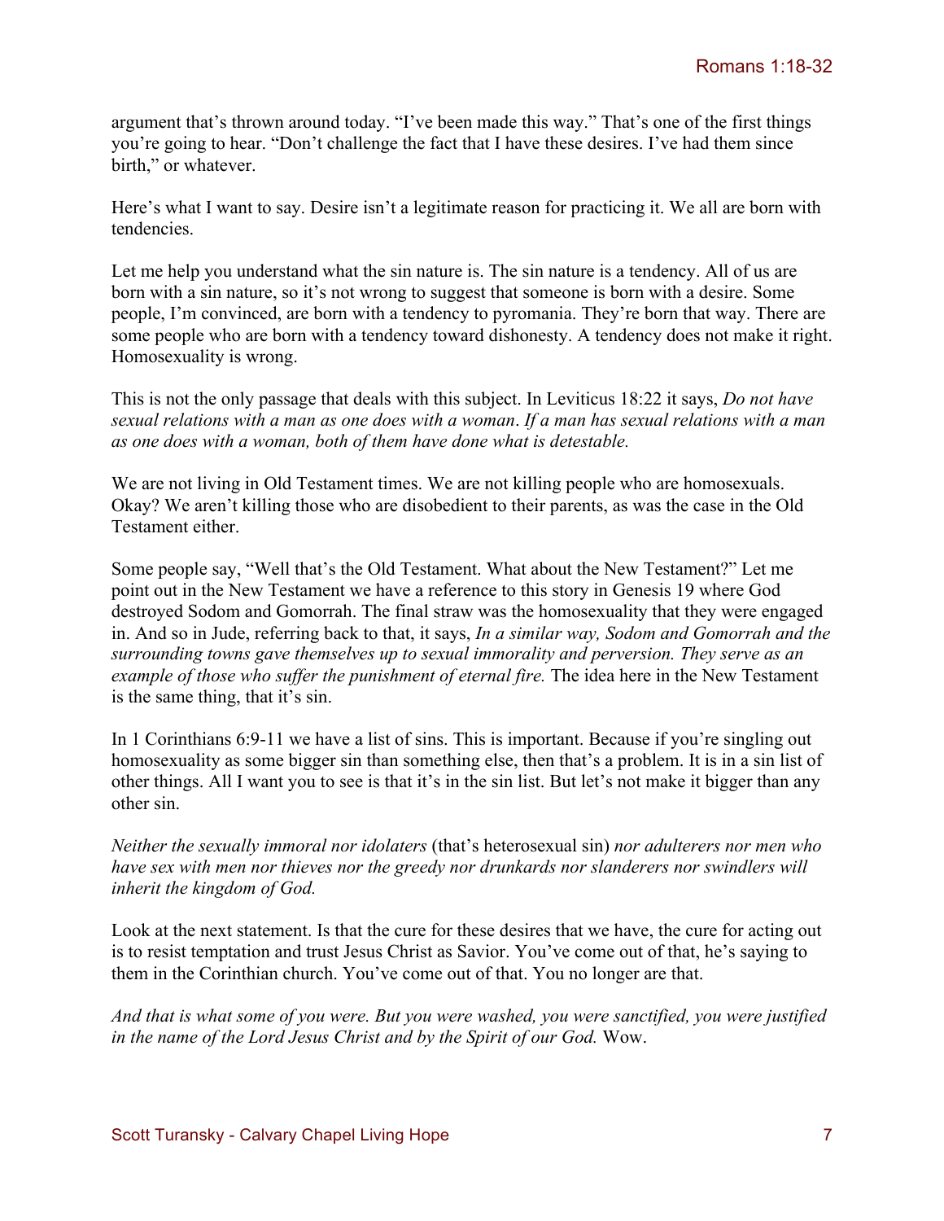argument that's thrown around today. "I've been made this way." That's one of the first things you're going to hear. "Don't challenge the fact that I have these desires. I've had them since birth," or whatever.

Here's what I want to say. Desire isn't a legitimate reason for practicing it. We all are born with tendencies.

Let me help you understand what the sin nature is. The sin nature is a tendency. All of us are born with a sin nature, so it's not wrong to suggest that someone is born with a desire. Some people, I'm convinced, are born with a tendency to pyromania. They're born that way. There are some people who are born with a tendency toward dishonesty. A tendency does not make it right. Homosexuality is wrong.

This is not the only passage that deals with this subject. In Leviticus 18:22 it says, *Do not have sexual relations with a man as one does with a woman*. *If a man has sexual relations with a man as one does with a woman, both of them have done what is detestable.*

We are not living in Old Testament times. We are not killing people who are homosexuals. Okay? We aren't killing those who are disobedient to their parents, as was the case in the Old Testament either.

Some people say, "Well that's the Old Testament. What about the New Testament?" Let me point out in the New Testament we have a reference to this story in Genesis 19 where God destroyed Sodom and Gomorrah. The final straw was the homosexuality that they were engaged in. And so in Jude, referring back to that, it says, *In a similar way, Sodom and Gomorrah and the surrounding towns gave themselves up to sexual immorality and perversion. They serve as an example of those who suffer the punishment of eternal fire.* The idea here in the New Testament is the same thing, that it's sin.

In 1 Corinthians 6:9-11 we have a list of sins. This is important. Because if you're singling out homosexuality as some bigger sin than something else, then that's a problem. It is in a sin list of other things. All I want you to see is that it's in the sin list. But let's not make it bigger than any other sin.

*Neither the sexually immoral nor idolaters* (that's heterosexual sin) *nor adulterers nor men who have sex with men nor thieves nor the greedy nor drunkards nor slanderers nor swindlers will inherit the kingdom of God.*

Look at the next statement. Is that the cure for these desires that we have, the cure for acting out is to resist temptation and trust Jesus Christ as Savior. You've come out of that, he's saying to them in the Corinthian church. You've come out of that. You no longer are that.

*And that is what some of you were. But you were washed, you were sanctified, you were justified in the name of the Lord Jesus Christ and by the Spirit of our God.* Wow.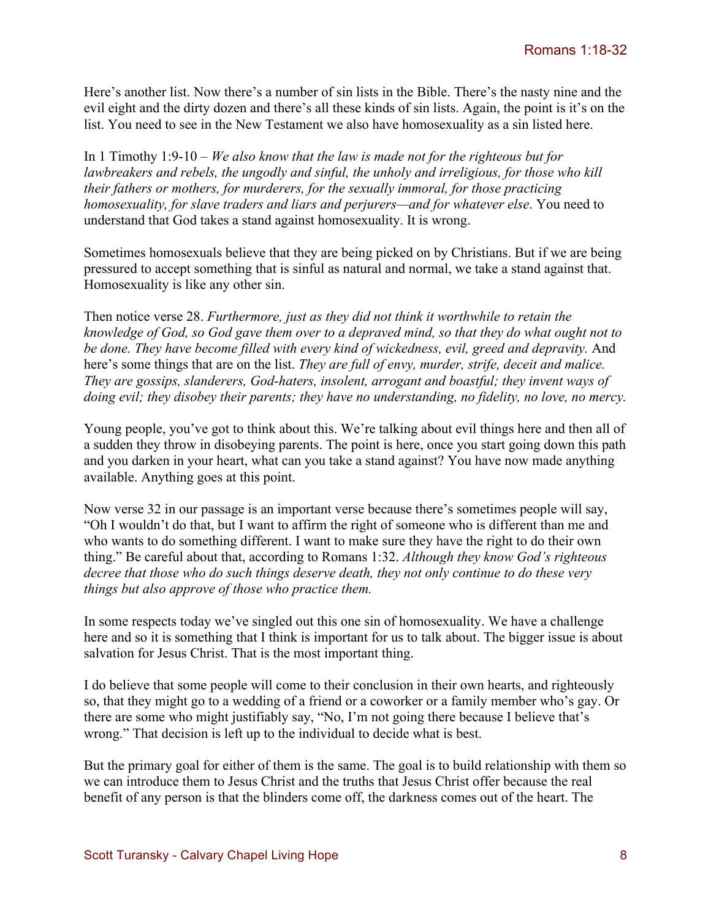Here's another list. Now there's a number of sin lists in the Bible. There's the nasty nine and the evil eight and the dirty dozen and there's all these kinds of sin lists. Again, the point is it's on the list. You need to see in the New Testament we also have homosexuality as a sin listed here.

In 1 Timothy 1:9-10 – *We also know that the law is made not for the righteous but for lawbreakers and rebels, the ungodly and sinful, the unholy and irreligious, for those who kill their fathers or mothers, for murderers, for the sexually immoral, for those practicing homosexuality, for slave traders and liars and perjurers—and for whatever else*. You need to understand that God takes a stand against homosexuality. It is wrong.

Sometimes homosexuals believe that they are being picked on by Christians. But if we are being pressured to accept something that is sinful as natural and normal, we take a stand against that. Homosexuality is like any other sin.

Then notice verse 28. *Furthermore, just as they did not think it worthwhile to retain the knowledge of God, so God gave them over to a depraved mind, so that they do what ought not to be done. They have become filled with every kind of wickedness, evil, greed and depravity.* And here's some things that are on the list. *They are full of envy, murder, strife, deceit and malice. They are gossips, slanderers, God-haters, insolent, arrogant and boastful; they invent ways of doing evil; they disobey their parents; they have no understanding, no fidelity, no love, no mercy.*

Young people, you've got to think about this. We're talking about evil things here and then all of a sudden they throw in disobeying parents. The point is here, once you start going down this path and you darken in your heart, what can you take a stand against? You have now made anything available. Anything goes at this point.

Now verse 32 in our passage is an important verse because there's sometimes people will say, "Oh I wouldn't do that, but I want to affirm the right of someone who is different than me and who wants to do something different. I want to make sure they have the right to do their own thing." Be careful about that, according to Romans 1:32. *Although they know God's righteous decree that those who do such things deserve death, they not only continue to do these very things but also approve of those who practice them.*

In some respects today we've singled out this one sin of homosexuality. We have a challenge here and so it is something that I think is important for us to talk about. The bigger issue is about salvation for Jesus Christ. That is the most important thing.

I do believe that some people will come to their conclusion in their own hearts, and righteously so, that they might go to a wedding of a friend or a coworker or a family member who's gay. Or there are some who might justifiably say, "No, I'm not going there because I believe that's wrong." That decision is left up to the individual to decide what is best.

But the primary goal for either of them is the same. The goal is to build relationship with them so we can introduce them to Jesus Christ and the truths that Jesus Christ offer because the real benefit of any person is that the blinders come off, the darkness comes out of the heart. The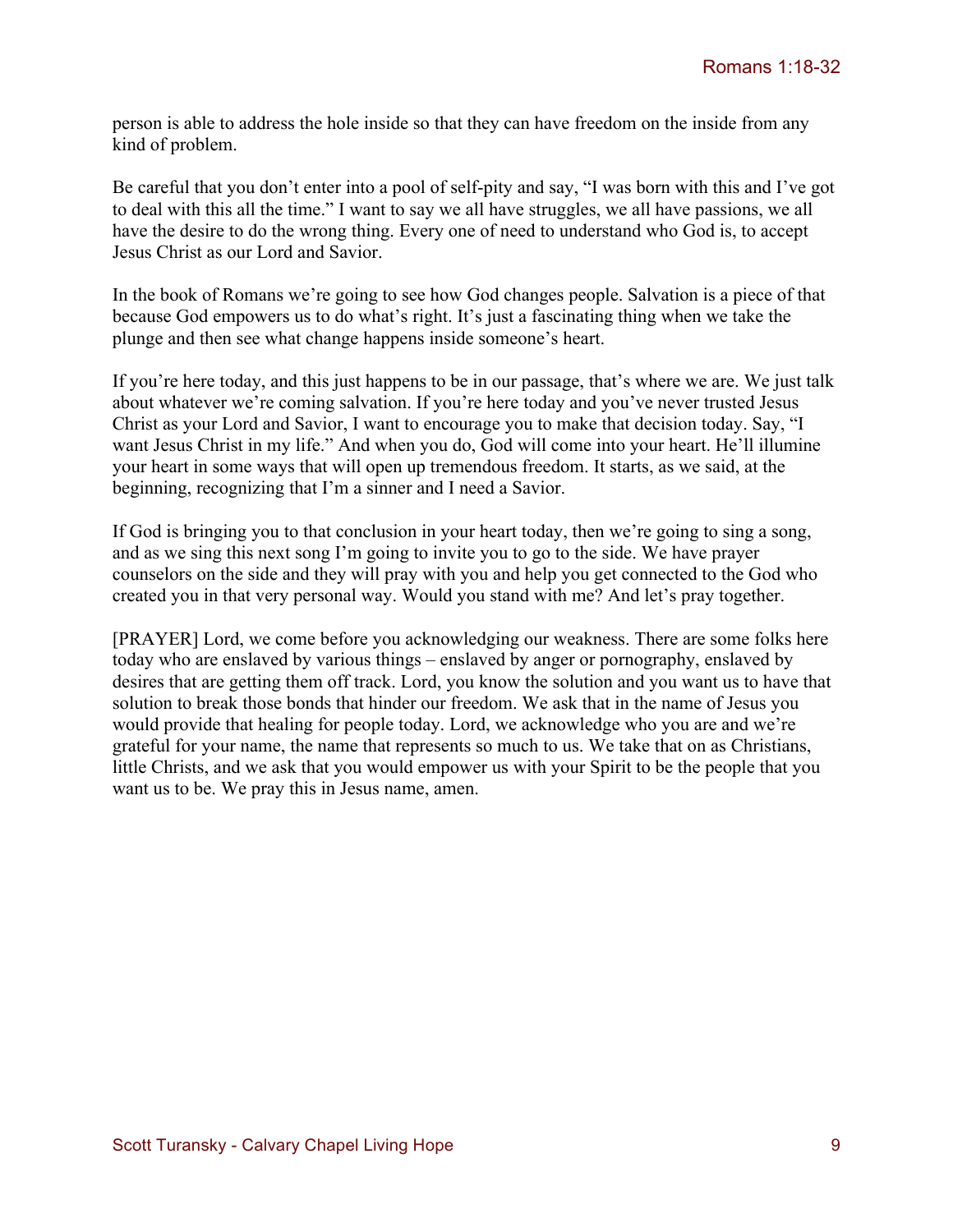person is able to address the hole inside so that they can have freedom on the inside from any kind of problem.

Be careful that you don't enter into a pool of self-pity and say, "I was born with this and I've got to deal with this all the time." I want to say we all have struggles, we all have passions, we all have the desire to do the wrong thing. Every one of need to understand who God is, to accept Jesus Christ as our Lord and Savior.

In the book of Romans we're going to see how God changes people. Salvation is a piece of that because God empowers us to do what's right. It's just a fascinating thing when we take the plunge and then see what change happens inside someone's heart.

If you're here today, and this just happens to be in our passage, that's where we are. We just talk about whatever we're coming salvation. If you're here today and you've never trusted Jesus Christ as your Lord and Savior, I want to encourage you to make that decision today. Say, "I want Jesus Christ in my life." And when you do, God will come into your heart. He'll illumine your heart in some ways that will open up tremendous freedom. It starts, as we said, at the beginning, recognizing that I'm a sinner and I need a Savior.

If God is bringing you to that conclusion in your heart today, then we're going to sing a song, and as we sing this next song I'm going to invite you to go to the side. We have prayer counselors on the side and they will pray with you and help you get connected to the God who created you in that very personal way. Would you stand with me? And let's pray together.

[PRAYER] Lord, we come before you acknowledging our weakness. There are some folks here today who are enslaved by various things – enslaved by anger or pornography, enslaved by desires that are getting them off track. Lord, you know the solution and you want us to have that solution to break those bonds that hinder our freedom. We ask that in the name of Jesus you would provide that healing for people today. Lord, we acknowledge who you are and we're grateful for your name, the name that represents so much to us. We take that on as Christians, little Christs, and we ask that you would empower us with your Spirit to be the people that you want us to be. We pray this in Jesus name, amen.